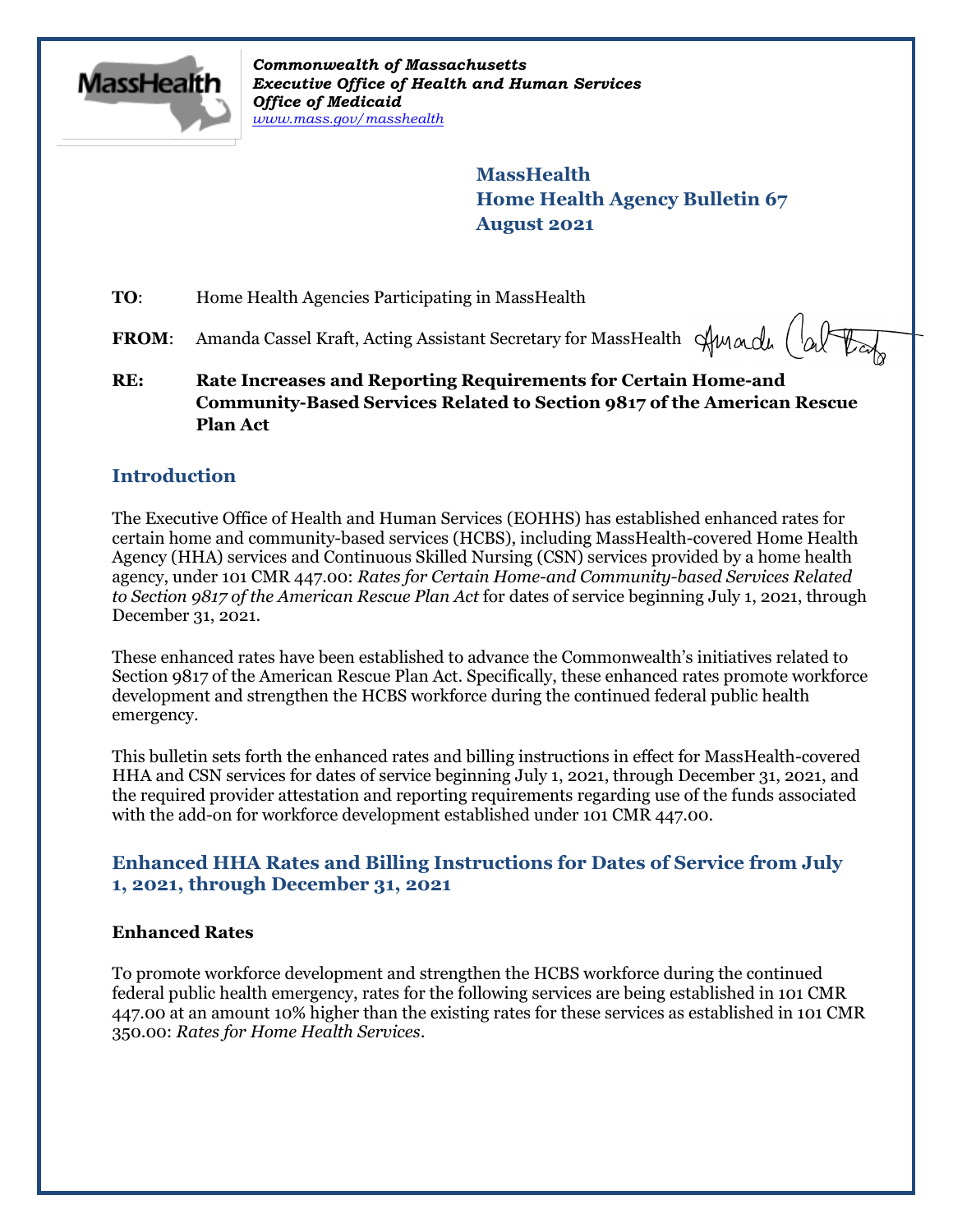Commonwealth of Massachusetts
Executive Office of Health and Human Services
Office of Medicaid
www.mass.gov/masshealth

**MassHealth**
**Home Health Agency Bulletin 67**
**August 2021**

**TO**: Home Health Agencies Participating in MassHealth

**FROM**: Amanda Cassel Kraft, Acting Assistant Secretary for MassHealth

**RE: Rate Increases and Reporting Requirements for Certain Home-and Community-Based Services Related to Section 9817 of the American Rescue Plan Act**

## Introduction

The Executive Office of Health and Human Services (EOHHS) has established enhanced rates for certain home and community-based services (HCBS), including MassHealth-covered Home Health Agency (HHA) services and Continuous Skilled Nursing (CSN) services provided by a home health agency, under 101 CMR 447.00: *Rates for Certain Home-and Community-based Services Related to Section 9817 of the American Rescue Plan Act* for dates of service beginning July 1, 2021, through December 31, 2021.

These enhanced rates have been established to advance the Commonwealth's initiatives related to Section 9817 of the American Rescue Plan Act. Specifically, these enhanced rates promote workforce development and strengthen the HCBS workforce during the continued federal public health emergency.

This bulletin sets forth the enhanced rates and billing instructions in effect for MassHealth-covered HHA and CSN services for dates of service beginning July 1, 2021, through December 31, 2021, and the required provider attestation and reporting requirements regarding use of the funds associated with the add-on for workforce development established under 101 CMR 447.00.

## Enhanced HHA Rates and Billing Instructions for Dates of Service from July 1, 2021, through December 31, 2021

### Enhanced Rates

To promote workforce development and strengthen the HCBS workforce during the continued federal public health emergency, rates for the following services are being established in 101 CMR 447.00 at an amount 10% higher than the existing rates for these services as established in 101 CMR 350.00: *Rates for Home Health Services*.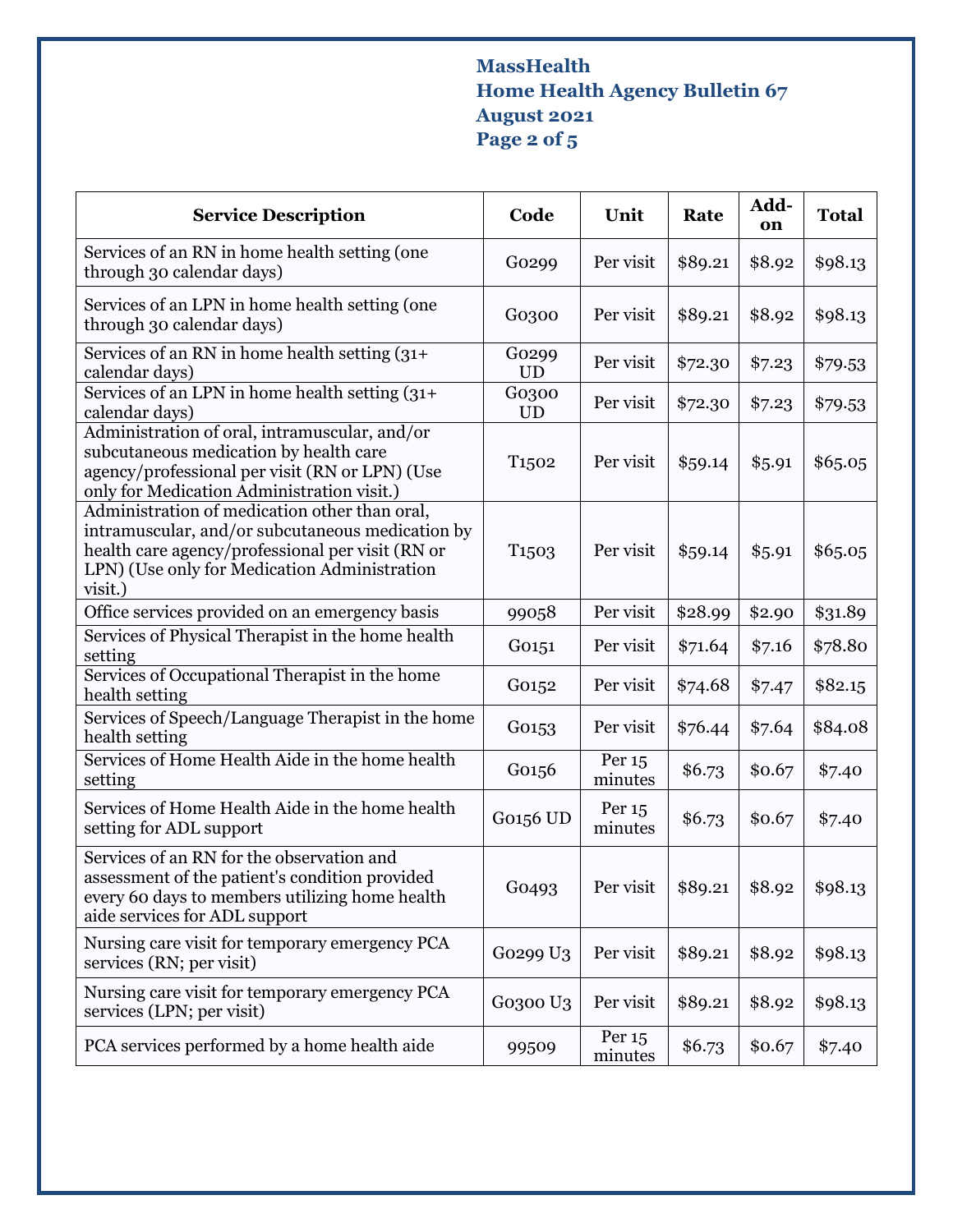| Service Description | Code | Unit | Rate | Add-on | Total |
|---|---|---|---|---|---|
| Services of an RN in home health setting (one through 30 calendar days) | G0299 | Per visit | $89.21 | $8.92 | $98.13 |
| Services of an LPN in home health setting (one through 30 calendar days) | G0300 | Per visit | $89.21 | $8.92 | $98.13 |
| Services of an RN in home health setting (31+ calendar days) | G0299 UD | Per visit | $72.30 | $7.23 | $79.53 |
| Services of an LPN in home health setting (31+ calendar days) | G0300 UD | Per visit | $72.30 | $7.23 | $79.53 |
| Administration of oral, intramuscular, and/or subcutaneous medication by health care agency/professional per visit (RN or LPN) (Use only for Medication Administration visit.) | T1502 | Per visit | $59.14 | $5.91 | $65.05 |
| Administration of medication other than oral, intramuscular, and/or subcutaneous medication by health care agency/professional per visit (RN or LPN) (Use only for Medication Administration visit.) | T1503 | Per visit | $59.14 | $5.91 | $65.05 |
| Office services provided on an emergency basis | 99058 | Per visit | $28.99 | $2.90 | $31.89 |
| Services of Physical Therapist in the home health setting | G0151 | Per visit | $71.64 | $7.16 | $78.80 |
| Services of Occupational Therapist in the home health setting | G0152 | Per visit | $74.68 | $7.47 | $82.15 |
| Services of Speech/Language Therapist in the home health setting | G0153 | Per visit | $76.44 | $7.64 | $84.08 |
| Services of Home Health Aide in the home health setting | G0156 | Per 15 minutes | $6.73 | $0.67 | $7.40 |
| Services of Home Health Aide in the home health setting for ADL support | G0156 UD | Per 15 minutes | $6.73 | $0.67 | $7.40 |
| Services of an RN for the observation and assessment of the patient's condition provided every 60 days to members utilizing home health aide services for ADL support | G0493 | Per visit | $89.21 | $8.92 | $98.13 |
| Nursing care visit for temporary emergency PCA services (RN; per visit) | G0299 U3 | Per visit | $89.21 | $8.92 | $98.13 |
| Nursing care visit for temporary emergency PCA services (LPN; per visit) | G0300 U3 | Per visit | $89.21 | $8.92 | $98.13 |
| PCA services performed by a home health aide | 99509 | Per 15 minutes | $6.73 | $0.67 | $7.40 |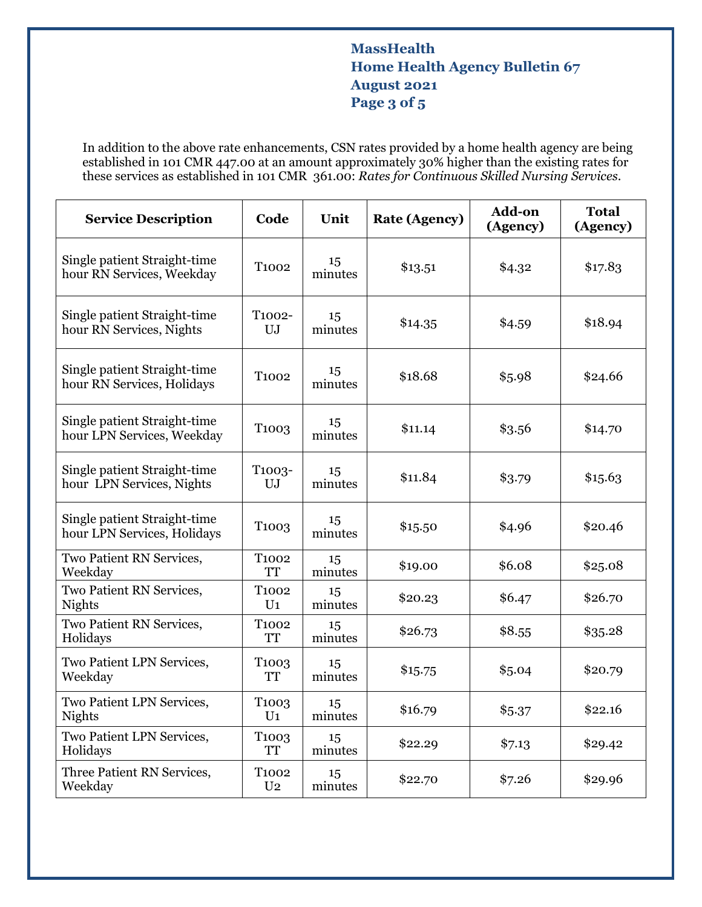In addition to the above rate enhancements, CSN rates provided by a home health agency are being established in 101 CMR 447.00 at an amount approximately 30% higher than the existing rates for these services as established in 101 CMR 361.00: *Rates for Continuous Skilled Nursing Services*.

| Service Description | Code | Unit | Rate (Agency) | Add-on (Agency) | Total (Agency) |
|---|---|---|---|---|---|
| Single patient Straight-time hour RN Services, Weekday | T1002 | 15 minutes | $13.51 | $4.32 | $17.83 |
| Single patient Straight-time hour RN Services, Nights | T1002-UJ | 15 minutes | $14.35 | $4.59 | $18.94 |
| Single patient Straight-time hour RN Services, Holidays | T1002 | 15 minutes | $18.68 | $5.98 | $24.66 |
| Single patient Straight-time hour LPN Services, Weekday | T1003 | 15 minutes | $11.14 | $3.56 | $14.70 |
| Single patient Straight-time hour LPN Services, Nights | T1003-UJ | 15 minutes | $11.84 | $3.79 | $15.63 |
| Single patient Straight-time hour LPN Services, Holidays | T1003 | 15 minutes | $15.50 | $4.96 | $20.46 |
| Two Patient RN Services, Weekday | T1002 TT | 15 minutes | $19.00 | $6.08 | $25.08 |
| Two Patient RN Services, Nights | T1002 U1 | 15 minutes | $20.23 | $6.47 | $26.70 |
| Two Patient RN Services, Holidays | T1002 TT | 15 minutes | $26.73 | $8.55 | $35.28 |
| Two Patient LPN Services, Weekday | T1003 TT | 15 minutes | $15.75 | $5.04 | $20.79 |
| Two Patient LPN Services, Nights | T1003 U1 | 15 minutes | $16.79 | $5.37 | $22.16 |
| Two Patient LPN Services, Holidays | T1003 TT | 15 minutes | $22.29 | $7.13 | $29.42 |
| Three Patient RN Services, Weekday | T1002 U2 | 15 minutes | $22.70 | $7.26 | $29.96 |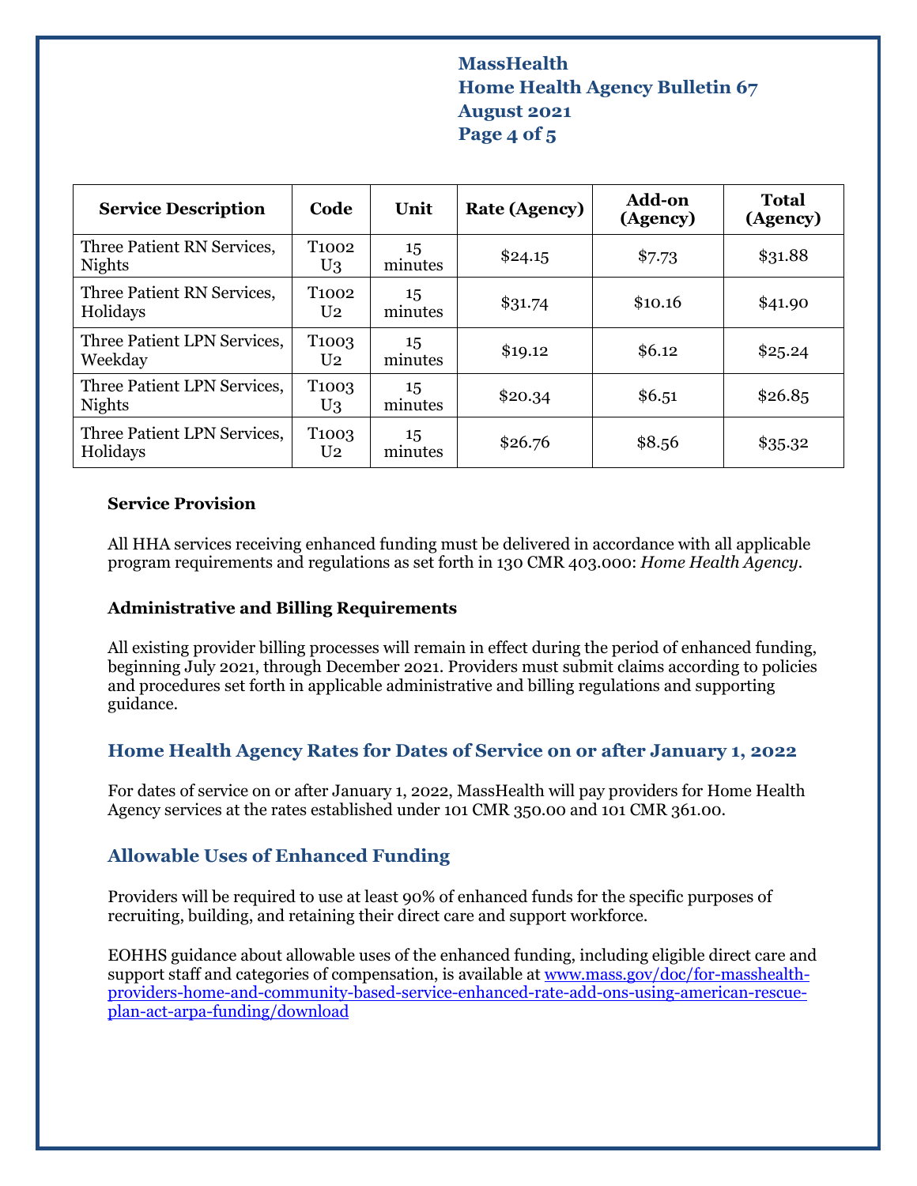| Service Description | Code | Unit | Rate (Agency) | Add-on (Agency) | Total (Agency) |
|---|---|---|---|---|---|
| Three Patient RN Services, Nights | T1002 U3 | 15 minutes | $24.15 | $7.73 | $31.88 |
| Three Patient RN Services, Holidays | T1002 U2 | 15 minutes | $31.74 | $10.16 | $41.90 |
| Three Patient LPN Services, Weekday | T1003 U2 | 15 minutes | $19.12 | $6.12 | $25.24 |
| Three Patient LPN Services, Nights | T1003 U3 | 15 minutes | $20.34 | $6.51 | $26.85 |
| Three Patient LPN Services, Holidays | T1003 U2 | 15 minutes | $26.76 | $8.56 | $35.32 |

### Service Provision

All HHA services receiving enhanced funding must be delivered in accordance with all applicable program requirements and regulations as set forth in 130 CMR 403.000: *Home Health Agency*.

### Administrative and Billing Requirements

All existing provider billing processes will remain in effect during the period of enhanced funding, beginning July 2021, through December 2021. Providers must submit claims according to policies and procedures set forth in applicable administrative and billing regulations and supporting guidance.

## Home Health Agency Rates for Dates of Service on or after January 1, 2022

For dates of service on or after January 1, 2022, MassHealth will pay providers for Home Health Agency services at the rates established under 101 CMR 350.00 and 101 CMR 361.00.

## Allowable Uses of Enhanced Funding

Providers will be required to use at least 90% of enhanced funds for the specific purposes of recruiting, building, and retaining their direct care and support workforce.

EOHHS guidance about allowable uses of the enhanced funding, including eligible direct care and support staff and categories of compensation, is available at [www.mass.gov/doc/for-masshealth-providers-home-and-community-based-service-enhanced-rate-add-ons-using-american-rescue-plan-act-arpa-funding/download](www.mass.gov/doc/for-masshealth-providers-home-and-community-based-service-enhanced-rate-add-ons-using-american-rescue-plan-act-arpa-funding/download)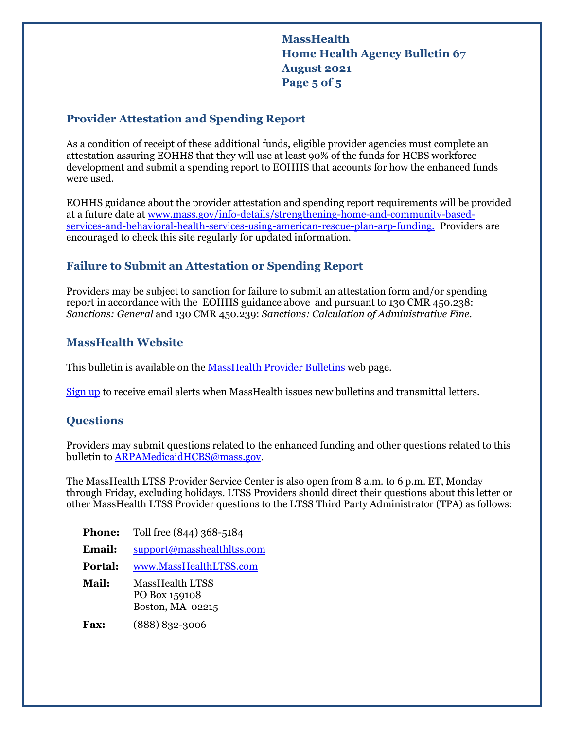## Provider Attestation and Spending Report

As a condition of receipt of these additional funds, eligible provider agencies must complete an attestation assuring EOHHS that they will use at least 90% of the funds for HCBS workforce development and submit a spending report to EOHHS that accounts for how the enhanced funds were used.

EOHHS guidance about the provider attestation and spending report requirements will be provided at a future date at [www.mass.gov/info-details/strengthening-home-and-community-based-services-and-behavioral-health-services-using-american-rescue-plan-arp-funding.](https://www.mass.gov/info-details/strengthening-home-and-community-based-services-and-behavioral-health-services-using-american-rescue-plan-arp-funding) Providers are encouraged to check this site regularly for updated information.

## Failure to Submit an Attestation or Spending Report

Providers may be subject to sanction for failure to submit an attestation form and/or spending report in accordance with the EOHHS guidance above and pursuant to 130 CMR 450.238: *Sanctions: General* and 130 CMR 450.239: *Sanctions: Calculation of Administrative Fine*.

## MassHealth Website

This bulletin is available on the MassHealth Provider Bulletins web page.

Sign up to receive email alerts when MassHealth issues new bulletins and transmittal letters.

## Questions

Providers may submit questions related to the enhanced funding and other questions related to this bulletin to ARPAMedicaidHCBS@mass.gov.

The MassHealth LTSS Provider Service Center is also open from 8 a.m. to 6 p.m. ET, Monday through Friday, excluding holidays. LTSS Providers should direct their questions about this letter or other MassHealth LTSS Provider questions to the LTSS Third Party Administrator (TPA) as follows:

**Phone:** Toll free (844) 368-5184

**Email:** support@masshealthltss.com

**Portal:** www.MassHealthLTSS.com

**Mail:** MassHealth LTSS
PO Box 159108
Boston, MA 02215

**Fax:** (888) 832-3006